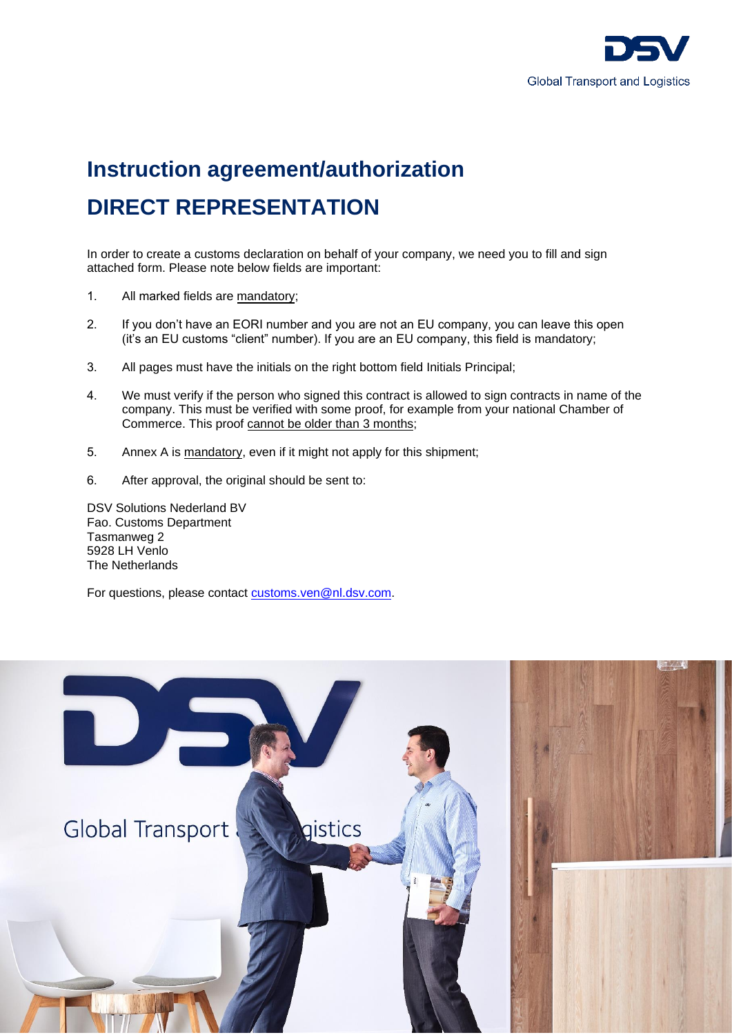# Instruction agreement/authorization

# DIRECT REPRESENTATION

In order to create a customs declaration on behalf of your company, we need you to fill and sign attached form. Please note below fields are important:

1. All marked fields are mandatory;

2. If you don't have an EORI number and you are not an EU company, you can leave this open (it's an EU customs "client" number). If you are an EU company, this field is mandatory;

3. All pages must have the initials on the right bottom field Initials Principal;

4. We must verify if the person who signed this contract is allowed to sign contracts in name of the company. This must be verified with some proof, for example from your national Chamber of Commerce. This proof cannot be older than 3 months;

5. Annex A is mandatory, even if it might not apply for this shipment;

6. After approval, the original should be sent to:

DSV Solutions Nederland BV
Fao. Customs Department
Tasmanweg 2
5928 LH Venlo
The Netherlands

For questions, please contact customs.ven@nl.dsv.com.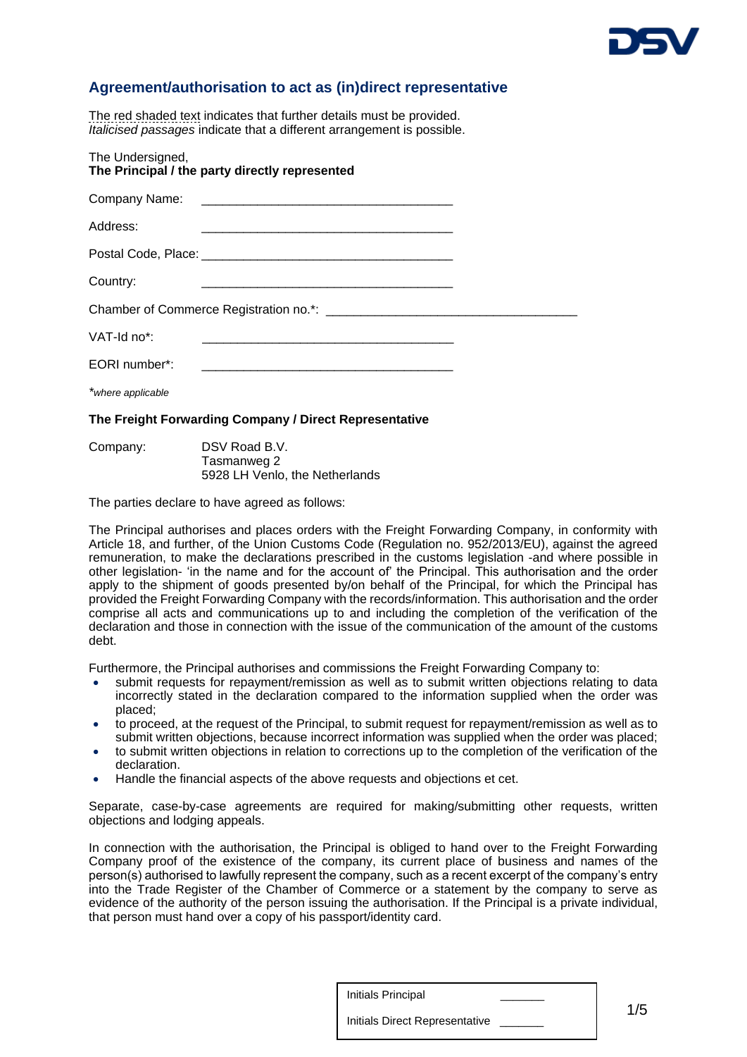## Agreement/authorisation to act as (in)direct representative

The red shaded text indicates that further details must be provided.
*Italicised passages* indicate that a different arrangement is possible.

The Undersigned,
**The Principal / the party directly represented**

Company Name: ___________________________________

Address: ___________________________________

Postal Code, Place: ___________________________________

Country: ___________________________________

Chamber of Commerce Registration no.*: ___________________________________

VAT-Id no*: ___________________________________

EORI number*: ___________________________________

**where applicable*

**The Freight Forwarding Company / Direct Representative**

Company: DSV Road B.V.
Tasmanweg 2
5928 LH Venlo, the Netherlands

The parties declare to have agreed as follows:

The Principal authorises and places orders with the Freight Forwarding Company, in conformity with Article 18, and further, of the Union Customs Code (Regulation no. 952/2013/EU), against the agreed remuneration, to make the declarations prescribed in the customs legislation -and where possible in other legislation- 'in the name and for the account of' the Principal. This authorisation and the order apply to the shipment of goods presented by/on behalf of the Principal, for which the Principal has provided the Freight Forwarding Company with the records/information. This authorisation and the order comprise all acts and communications up to and including the completion of the verification of the declaration and those in connection with the issue of the communication of the amount of the customs debt.

Furthermore, the Principal authorises and commissions the Freight Forwarding Company to:

- submit requests for repayment/remission as well as to submit written objections relating to data incorrectly stated in the declaration compared to the information supplied when the order was placed;
- to proceed, at the request of the Principal, to submit request for repayment/remission as well as to submit written objections, because incorrect information was supplied when the order was placed;
- to submit written objections in relation to corrections up to the completion of the verification of the declaration.
- Handle the financial aspects of the above requests and objections et cet.

Separate, case-by-case agreements are required for making/submitting other requests, written objections and lodging appeals.

In connection with the authorisation, the Principal is obliged to hand over to the Freight Forwarding Company proof of the existence of the company, its current place of business and names of the person(s) authorised to lawfully represent the company, such as a recent excerpt of the company's entry into the Trade Register of the Chamber of Commerce or a statement by the company to serve as evidence of the authority of the person issuing the authorisation. If the Principal is a private individual, that person must hand over a copy of his passport/identity card.

| Initials Principal | _______ |
|---|---|
| Initials Direct Representative | _______ |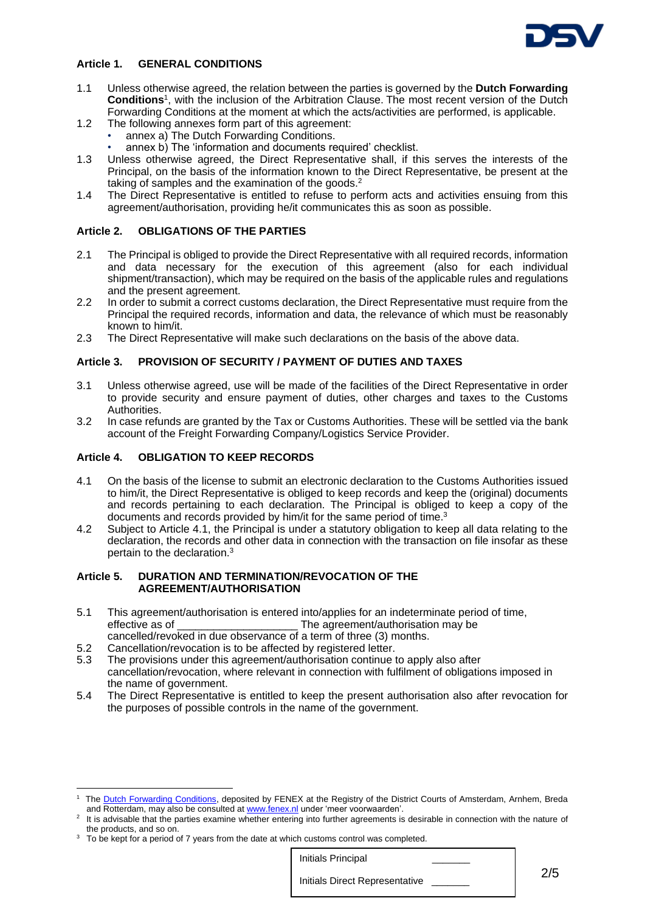## Article 1. GENERAL CONDITIONS

1.1 Unless otherwise agreed, the relation between the parties is governed by the **Dutch Forwarding Conditions**[1], with the inclusion of the Arbitration Clause. The most recent version of the Dutch Forwarding Conditions at the moment at which the acts/activities are performed, is applicable.

1.2 The following annexes form part of this agreement:
- annex a) The Dutch Forwarding Conditions.
- annex b) The 'information and documents required' checklist.

1.3 Unless otherwise agreed, the Direct Representative shall, if this serves the interests of the Principal, on the basis of the information known to the Direct Representative, be present at the taking of samples and the examination of the goods.[2]

1.4 The Direct Representative is entitled to refuse to perform acts and activities ensuing from this agreement/authorisation, providing he/it communicates this as soon as possible.

## Article 2. OBLIGATIONS OF THE PARTIES

2.1 The Principal is obliged to provide the Direct Representative with all required records, information and data necessary for the execution of this agreement (also for each individual shipment/transaction), which may be required on the basis of the applicable rules and regulations and the present agreement.

2.2 In order to submit a correct customs declaration, the Direct Representative must require from the Principal the required records, information and data, the relevance of which must be reasonably known to him/it.

2.3 The Direct Representative will make such declarations on the basis of the above data.

## Article 3. PROVISION OF SECURITY / PAYMENT OF DUTIES AND TAXES

3.1 Unless otherwise agreed, use will be made of the facilities of the Direct Representative in order to provide security and ensure payment of duties, other charges and taxes to the Customs Authorities.

3.2 In case refunds are granted by the Tax or Customs Authorities. These will be settled via the bank account of the Freight Forwarding Company/Logistics Service Provider.

## Article 4. OBLIGATION TO KEEP RECORDS

4.1 On the basis of the license to submit an electronic declaration to the Customs Authorities issued to him/it, the Direct Representative is obliged to keep records and keep the (original) documents and records pertaining to each declaration. The Principal is obliged to keep a copy of the documents and records provided by him/it for the same period of time.[3]

4.2 Subject to Article 4.1, the Principal is under a statutory obligation to keep all data relating to the declaration, the records and other data in connection with the transaction on file insofar as these pertain to the declaration.[3]

## Article 5. DURATION AND TERMINATION/REVOCATION OF THE AGREEMENT/AUTHORISATION

5.1 This agreement/authorisation is entered into/applies for an indeterminate period of time, effective as of ____________________ The agreement/authorisation may be cancelled/revoked in due observance of a term of three (3) months.

5.2 Cancellation/revocation is to be affected by registered letter.

5.3 The provisions under this agreement/authorisation continue to apply also after cancellation/revocation, where relevant in connection with fulfilment of obligations imposed in the name of government.

5.4 The Direct Representative is entitled to keep the present authorisation also after revocation for the purposes of possible controls in the name of the government.

---

[1] The Dutch Forwarding Conditions, deposited by FENEX at the Registry of the District Courts of Amsterdam, Arnhem, Breda and Rotterdam, may also be consulted at www.fenex.nl under 'meer voorwaarden'.

[2] It is advisable that the parties examine whether entering into further agreements is desirable in connection with the nature of the products, and so on.

[3] To be kept for a period of 7 years from the date at which customs control was completed.

| Initials Principal | _______ |
|---|---|
| Initials Direct Representative | _______ |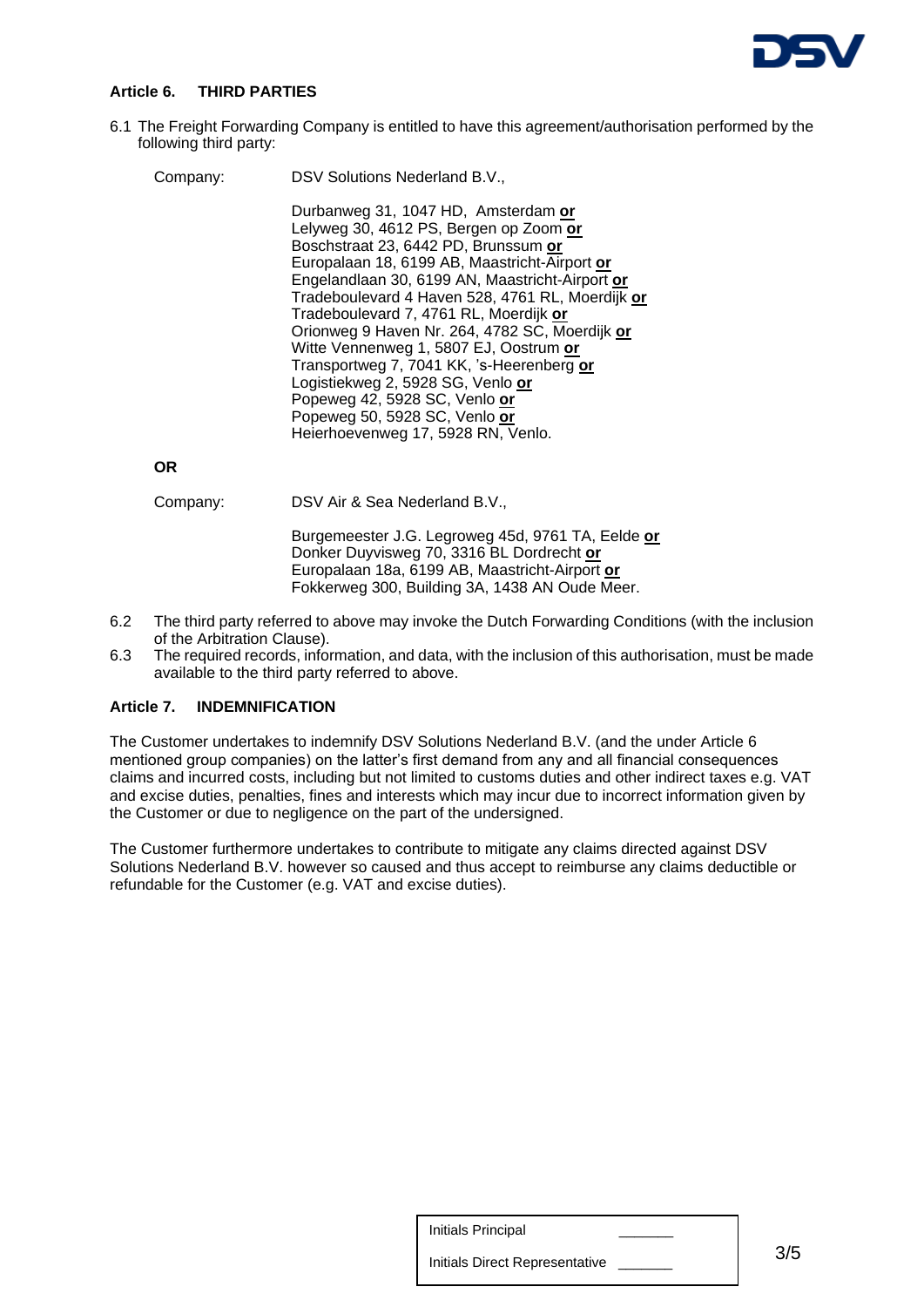## Article 6. THIRD PARTIES

6.1 The Freight Forwarding Company is entitled to have this agreement/authorisation performed by the following third party:

Company: DSV Solutions Nederland B.V.,

Durbanweg 31, 1047 HD, Amsterdam **or**
Lelyweg 30, 4612 PS, Bergen op Zoom **or**
Boschstraat 23, 6442 PD, Brunssum **or**
Europalaan 18, 6199 AB, Maastricht-Airport **or**
Engelandlaan 30, 6199 AN, Maastricht-Airport **or**
Tradeboulevard 4 Haven 528, 4761 RL, Moerdijk **or**
Tradeboulevard 7, 4761 RL, Moerdijk **or**
Orionweg 9 Haven Nr. 264, 4782 SC, Moerdijk **or**
Witte Vennenweg 1, 5807 EJ, Oostrum **or**
Transportweg 7, 7041 KK, 's-Heerenberg **or**
Logistiekweg 2, 5928 SG, Venlo **or**
Popeweg 42, 5928 SC, Venlo **or**
Popeweg 50, 5928 SC, Venlo **or**
Heierhoevenweg 17, 5928 RN, Venlo.

**OR**

Company: DSV Air & Sea Nederland B.V.,

Burgemeester J.G. Legroweg 45d, 9761 TA, Eelde **or**
Donker Duyvisweg 70, 3316 BL Dordrecht **or**
Europalaan 18a, 6199 AB, Maastricht-Airport **or**
Fokkerweg 300, Building 3A, 1438 AN Oude Meer.

6.2 The third party referred to above may invoke the Dutch Forwarding Conditions (with the inclusion of the Arbitration Clause).

6.3 The required records, information, and data, with the inclusion of this authorisation, must be made available to the third party referred to above.

## Article 7. INDEMNIFICATION

The Customer undertakes to indemnify DSV Solutions Nederland B.V. (and the under Article 6 mentioned group companies) on the latter's first demand from any and all financial consequences claims and incurred costs, including but not limited to customs duties and other indirect taxes e.g. VAT and excise duties, penalties, fines and interests which may incur due to incorrect information given by the Customer or due to negligence on the part of the undersigned.

The Customer furthermore undertakes to contribute to mitigate any claims directed against DSV Solutions Nederland B.V. however so caused and thus accept to reimburse any claims deductible or refundable for the Customer (e.g. VAT and excise duties).

| Initials Principal | _______ |
|---|---|
| Initials Direct Representative | _______ |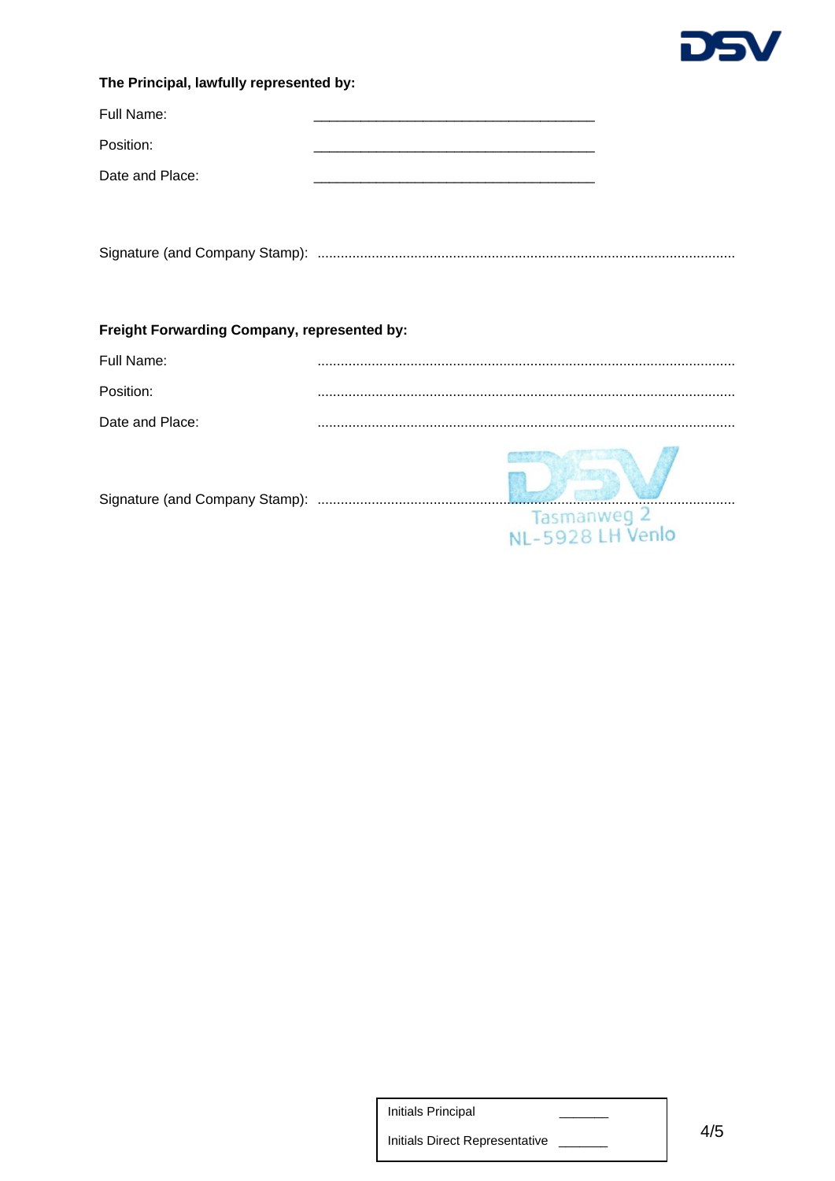**The Principal, lawfully represented by:**

Full Name: ____________________________________

Position: ____________________________________

Date and Place: ____________________________________

Signature (and Company Stamp): ..........................................................................................................

**Freight Forwarding Company, represented by:**

Full Name: ..........................................................................................................

Position: ..........................................................................................................

Date and Place: ..........................................................................................................

Signature (and Company Stamp): ..........................................................................................................

DSV
Tasmanweg 2
NL-5928 LH Venlo

| Initials Principal | _______ |
| --- | --- |
| Initials Direct Representative | _______ |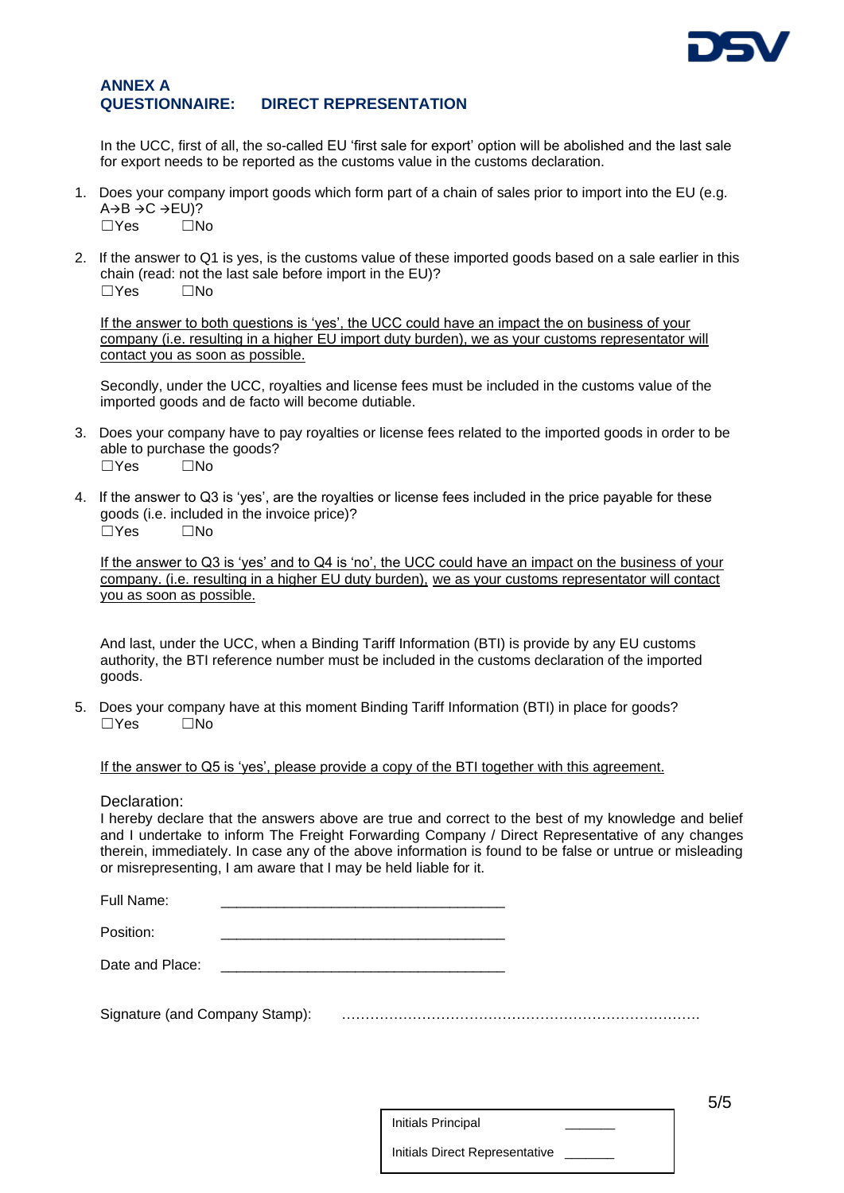## ANNEX A
## QUESTIONNAIRE: DIRECT REPRESENTATION

In the UCC, first of all, the so-called EU 'first sale for export' option will be abolished and the last sale for export needs to be reported as the customs value in the customs declaration.

1. Does your company import goods which form part of a chain of sales prior to import into the EU (e.g. A→B →C →EU)?
   ☐Yes ☐No

2. If the answer to Q1 is yes, is the customs value of these imported goods based on a sale earlier in this chain (read: not the last sale before import in the EU)?
   ☐Yes ☐No

   <u>If the answer to both questions is 'yes', the UCC could have an impact the on business of your company (i.e. resulting in a higher EU import duty burden), we as your customs representator will contact you as soon as possible.</u>

   Secondly, under the UCC, royalties and license fees must be included in the customs value of the imported goods and de facto will become dutiable.

3. Does your company have to pay royalties or license fees related to the imported goods in order to be able to purchase the goods?
   ☐Yes ☐No

4. If the answer to Q3 is 'yes', are the royalties or license fees included in the price payable for these goods (i.e. included in the invoice price)?
   ☐Yes ☐No

   <u>If the answer to Q3 is 'yes' and to Q4 is 'no', the UCC could have an impact on the business of your company. (i.e. resulting in a higher EU duty burden), we as your customs representator will contact you as soon as possible.</u>

   And last, under the UCC, when a Binding Tariff Information (BTI) is provide by any EU customs authority, the BTI reference number must be included in the customs declaration of the imported goods.

5. Does your company have at this moment Binding Tariff Information (BTI) in place for goods?
   ☐Yes ☐No

   <u>If the answer to Q5 is 'yes', please provide a copy of the BTI together with this agreement.</u>

Declaration:
I hereby declare that the answers above are true and correct to the best of my knowledge and belief and I undertake to inform The Freight Forwarding Company / Direct Representative of any changes therein, immediately. In case any of the above information is found to be false or untrue or misleading or misrepresenting, I am aware that I may be held liable for it.

Full Name: ___________________________________

Position: ___________________________________

Date and Place: ___________________________________

Signature (and Company Stamp): …………………………………………………………………

| Initials Principal | _______ |
|---|---|
| Initials Direct Representative | _______ |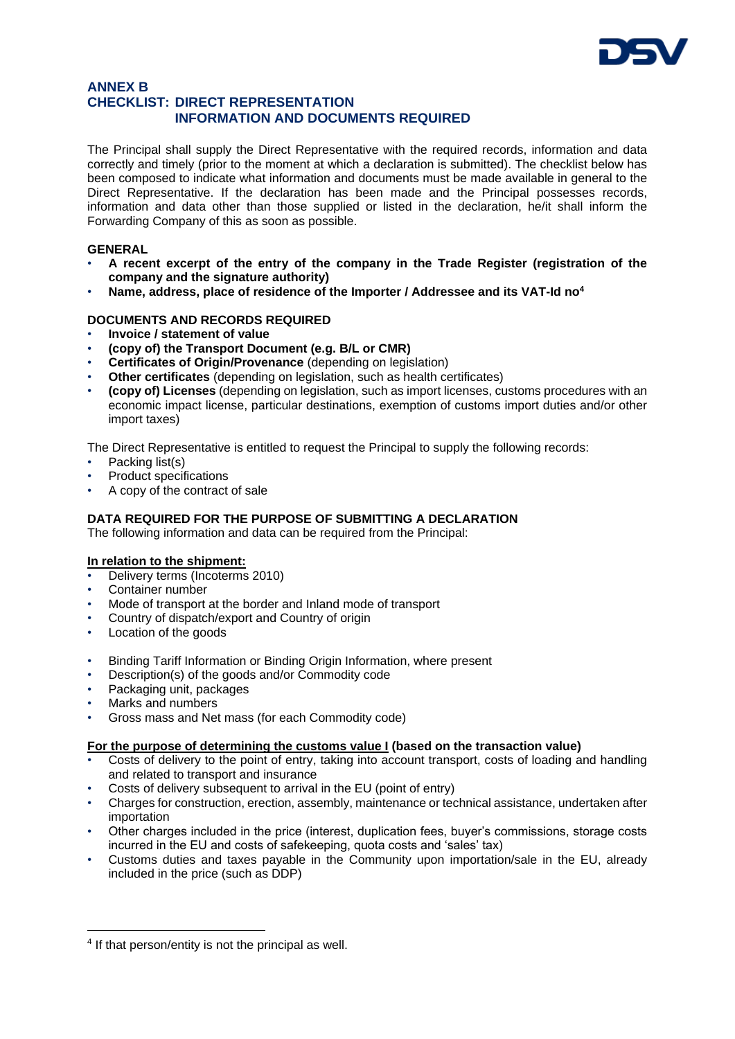## ANNEX B
## CHECKLIST: DIRECT REPRESENTATION INFORMATION AND DOCUMENTS REQUIRED

The Principal shall supply the Direct Representative with the required records, information and data correctly and timely (prior to the moment at which a declaration is submitted). The checklist below has been composed to indicate what information and documents must be made available in general to the Direct Representative. If the declaration has been made and the Principal possesses records, information and data other than those supplied or listed in the declaration, he/it shall inform the Forwarding Company of this as soon as possible.

### GENERAL

- **A recent excerpt of the entry of the company in the Trade Register (registration of the company and the signature authority)**
- **Name, address, place of residence of the Importer / Addressee and its VAT-Id no**[4]

### DOCUMENTS AND RECORDS REQUIRED

- **Invoice / statement of value**
- **(copy of) the Transport Document (e.g. B/L or CMR)**
- **Certificates of Origin/Provenance** (depending on legislation)
- **Other certificates** (depending on legislation, such as health certificates)
- **(copy of) Licenses** (depending on legislation, such as import licenses, customs procedures with an economic impact license, particular destinations, exemption of customs import duties and/or other import taxes)

The Direct Representative is entitled to request the Principal to supply the following records:

- Packing list(s)
- Product specifications
- A copy of the contract of sale

### DATA REQUIRED FOR THE PURPOSE OF SUBMITTING A DECLARATION

The following information and data can be required from the Principal:

**<u>In relation to the shipment:</u>**

- Delivery terms (Incoterms 2010)
- Container number
- Mode of transport at the border and Inland mode of transport
- Country of dispatch/export and Country of origin
- Location of the goods

- Binding Tariff Information or Binding Origin Information, where present
- Description(s) of the goods and/or Commodity code
- Packaging unit, packages
- Marks and numbers
- Gross mass and Net mass (for each Commodity code)

**<u>For the purpose of determining the customs value I</u> (based on the transaction value)**

- Costs of delivery to the point of entry, taking into account transport, costs of loading and handling and related to transport and insurance
- Costs of delivery subsequent to arrival in the EU (point of entry)
- Charges for construction, erection, assembly, maintenance or technical assistance, undertaken after importation
- Other charges included in the price (interest, duplication fees, buyer's commissions, storage costs incurred in the EU and costs of safekeeping, quota costs and 'sales' tax)
- Customs duties and taxes payable in the Community upon importation/sale in the EU, already included in the price (such as DDP)

---

[4] If that person/entity is not the principal as well.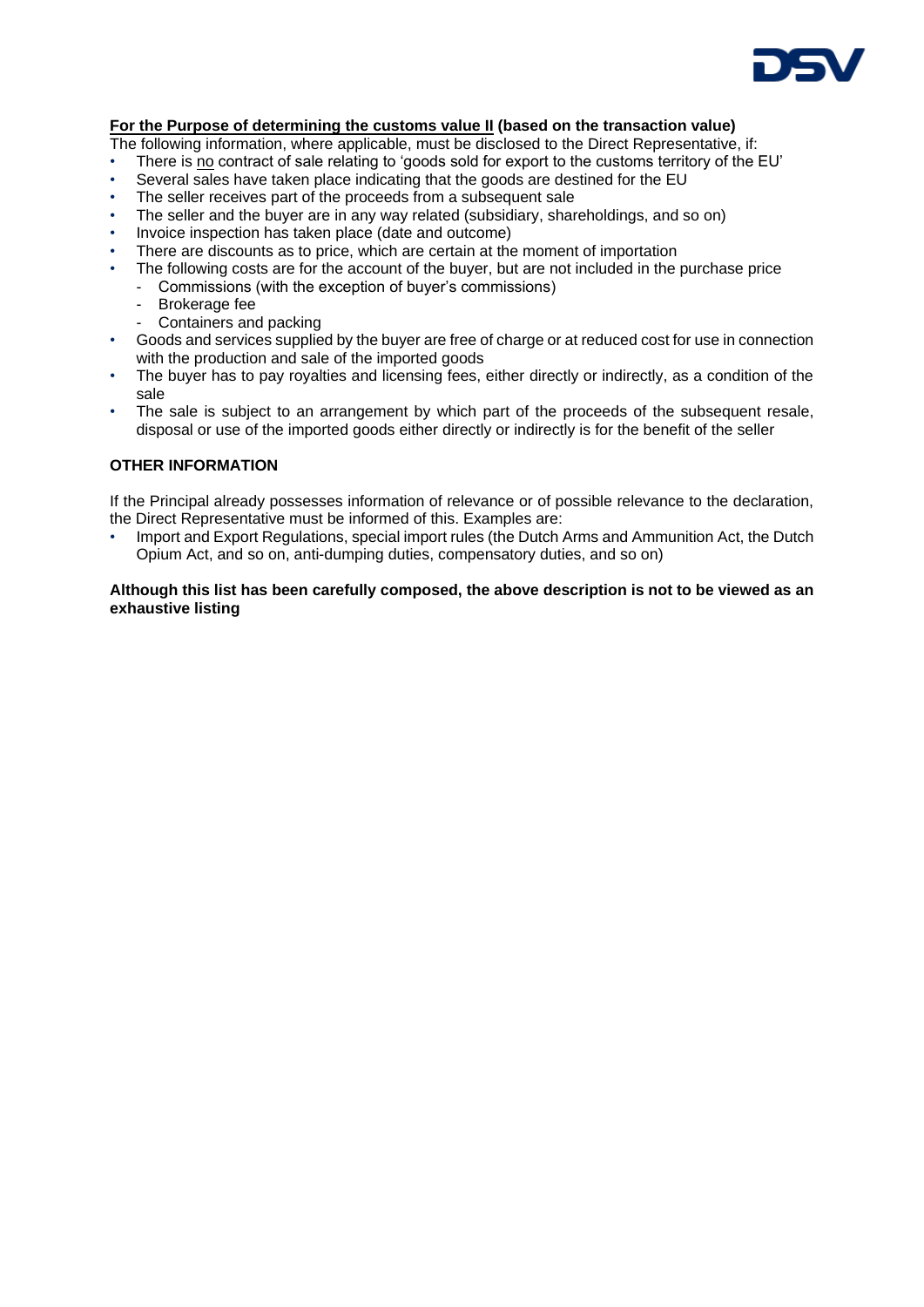**<u>For the Purpose of determining the customs value II</u> (based on the transaction value)**

The following information, where applicable, must be disclosed to the Direct Representative, if:

- There is <u>no</u> contract of sale relating to 'goods sold for export to the customs territory of the EU'
- Several sales have taken place indicating that the goods are destined for the EU
- The seller receives part of the proceeds from a subsequent sale
- The seller and the buyer are in any way related (subsidiary, shareholdings, and so on)
- Invoice inspection has taken place (date and outcome)
- There are discounts as to price, which are certain at the moment of importation
- The following costs are for the account of the buyer, but are not included in the purchase price
  - Commissions (with the exception of buyer's commissions)
  - Brokerage fee
  - Containers and packing
- Goods and services supplied by the buyer are free of charge or at reduced cost for use in connection with the production and sale of the imported goods
- The buyer has to pay royalties and licensing fees, either directly or indirectly, as a condition of the sale
- The sale is subject to an arrangement by which part of the proceeds of the subsequent resale, disposal or use of the imported goods either directly or indirectly is for the benefit of the seller

**OTHER INFORMATION**

If the Principal already possesses information of relevance or of possible relevance to the declaration, the Direct Representative must be informed of this. Examples are:

- Import and Export Regulations, special import rules (the Dutch Arms and Ammunition Act, the Dutch Opium Act, and so on, anti-dumping duties, compensatory duties, and so on)

**Although this list has been carefully composed, the above description is not to be viewed as an exhaustive listing**